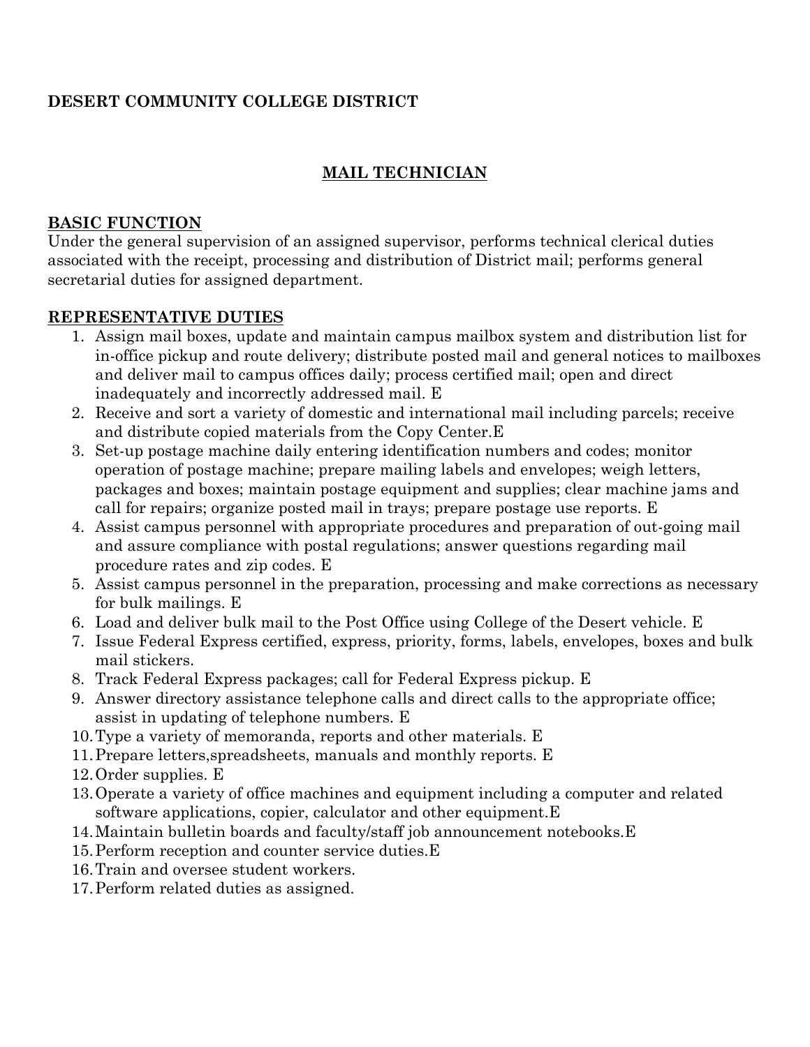**DESERT COMMUNITY COLLEGE DISTRICT**

# MAIL TECHNICIAN

## BASIC FUNCTION

Under the general supervision of an assigned supervisor, performs technical clerical duties associated with the receipt, processing and distribution of District mail; performs general secretarial duties for assigned department.

## REPRESENTATIVE DUTIES

1. Assign mail boxes, update and maintain campus mailbox system and distribution list for in-office pickup and route delivery; distribute posted mail and general notices to mailboxes and deliver mail to campus offices daily; process certified mail; open and direct inadequately and incorrectly addressed mail. E
2. Receive and sort a variety of domestic and international mail including parcels; receive and distribute copied materials from the Copy Center.E
3. Set-up postage machine daily entering identification numbers and codes; monitor operation of postage machine; prepare mailing labels and envelopes; weigh letters, packages and boxes; maintain postage equipment and supplies; clear machine jams and call for repairs; organize posted mail in trays; prepare postage use reports. E
4. Assist campus personnel with appropriate procedures and preparation of out-going mail and assure compliance with postal regulations; answer questions regarding mail procedure rates and zip codes. E
5. Assist campus personnel in the preparation, processing and make corrections as necessary for bulk mailings. E
6. Load and deliver bulk mail to the Post Office using College of the Desert vehicle. E
7. Issue Federal Express certified, express, priority, forms, labels, envelopes, boxes and bulk mail stickers.
8. Track Federal Express packages; call for Federal Express pickup. E
9. Answer directory assistance telephone calls and direct calls to the appropriate office; assist in updating of telephone numbers. E
10. Type a variety of memoranda, reports and other materials. E
11. Prepare letters,spreadsheets, manuals and monthly reports. E
12. Order supplies. E
13. Operate a variety of office machines and equipment including a computer and related software applications, copier, calculator and other equipment.E
14. Maintain bulletin boards and faculty/staff job announcement notebooks.E
15. Perform reception and counter service duties.E
16. Train and oversee student workers.
17. Perform related duties as assigned.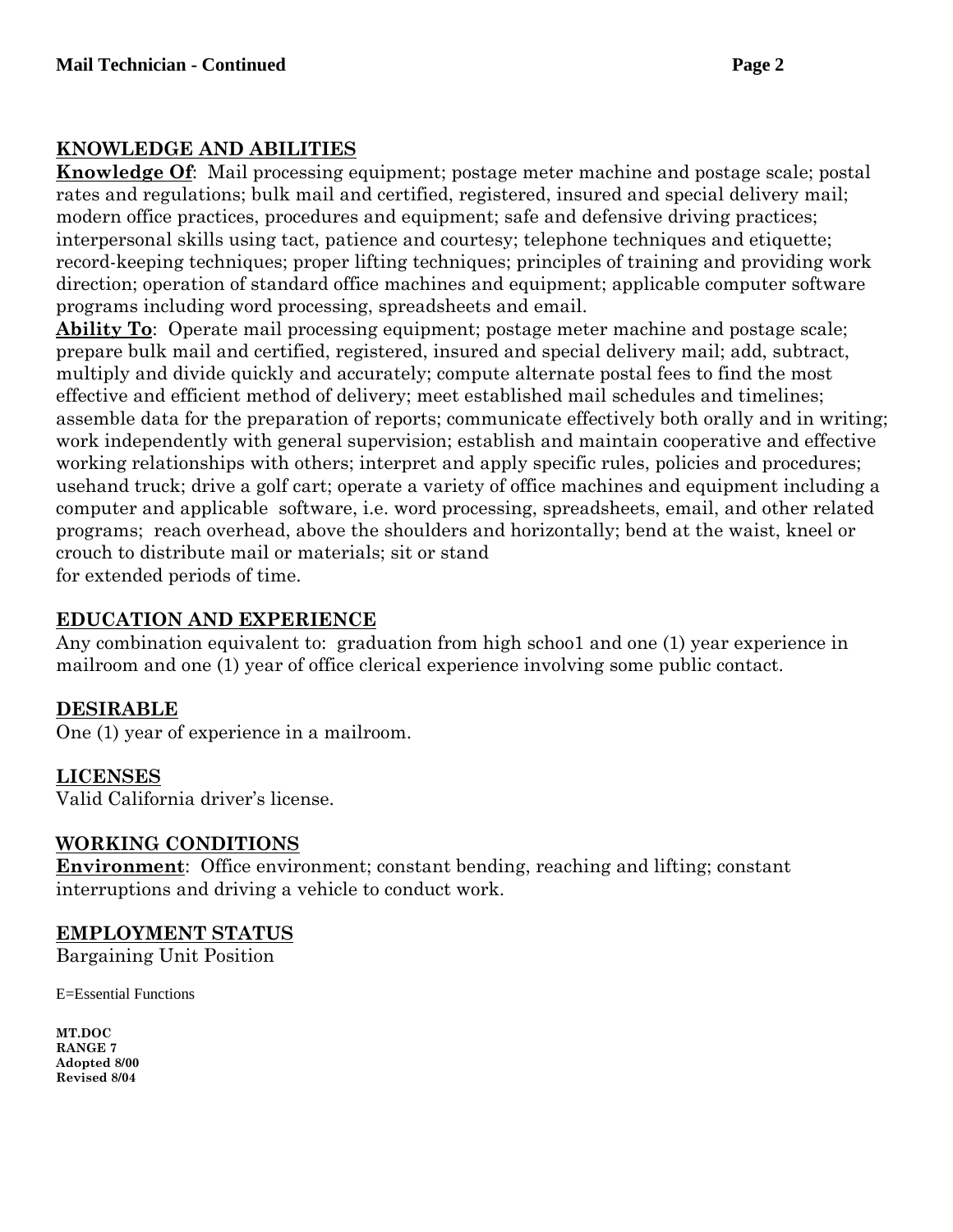## KNOWLEDGE AND ABILITIES

**Knowledge Of**: Mail processing equipment; postage meter machine and postage scale; postal rates and regulations; bulk mail and certified, registered, insured and special delivery mail; modern office practices, procedures and equipment; safe and defensive driving practices; interpersonal skills using tact, patience and courtesy; telephone techniques and etiquette; record-keeping techniques; proper lifting techniques; principles of training and providing work direction; operation of standard office machines and equipment; applicable computer software programs including word processing, spreadsheets and email.

**Ability To**: Operate mail processing equipment; postage meter machine and postage scale; prepare bulk mail and certified, registered, insured and special delivery mail; add, subtract, multiply and divide quickly and accurately; compute alternate postal fees to find the most effective and efficient method of delivery; meet established mail schedules and timelines; assemble data for the preparation of reports; communicate effectively both orally and in writing; work independently with general supervision; establish and maintain cooperative and effective working relationships with others; interpret and apply specific rules, policies and procedures; usehand truck; drive a golf cart; operate a variety of office machines and equipment including a computer and applicable software, i.e. word processing, spreadsheets, email, and other related programs; reach overhead, above the shoulders and horizontally; bend at the waist, kneel or crouch to distribute mail or materials; sit or stand for extended periods of time.

## EDUCATION AND EXPERIENCE

Any combination equivalent to: graduation from high schoo1 and one (1) year experience in mailroom and one (1) year of office clerical experience involving some public contact.

## DESIRABLE

One (1) year of experience in a mailroom.

## LICENSES

Valid California driver's license.

## WORKING CONDITIONS

**Environment**: Office environment; constant bending, reaching and lifting; constant interruptions and driving a vehicle to conduct work.

## EMPLOYMENT STATUS

Bargaining Unit Position

E=Essential Functions

**MT.DOC**
**RANGE 7**
**Adopted 8/00**
**Revised 8/04**